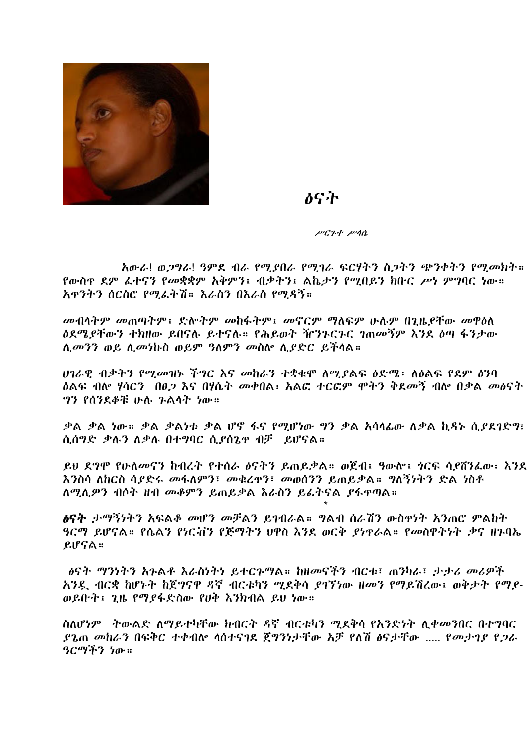# ፅናት

ሥርጉተ ሥላሴ

አውራ! ወጋግራ! ዓምደ ብራ የሚያበራ የሚገራ ፍርሃትን ስጋትን ጭንቀትን የሚመክት። የውስጥ ደም ፈተናን የመቋቋም አቅምን፣ ብቃትን፣ ልኬታን የሚበይን ክቡር ሥነ ምግባር ነው። አጥንትን ሰርስሮ የሚፈትሽ። እራስን በእራስ የሚዳኝ።

መብላትም መጠጣትም፣ ድሎትም መከፋትም፣ መኖርም ማለፍም ሁሉም በጊዜያቸው መዋዕለ ዕደሜያቸውን ተክዘው ይበናሉ ይተናሉ። የሕይወት ኸርንጉርጉር ገጠመኝም እንደ ዕጣ ፋንታው ሊመንን ወይ ሊመነኩስ ወይም ዓለምን መስሎ ሊያድር ይችላል።

ሀገራዊ ብቃትን የሚመዝኑ ችግር እና መከራን ተቋቁሞ ለሚያልፍ ዕድሜ፣ ለዕልፍ የደም ዕንባ ዕልፍ ብሎ ሃሳርን በፀጋ እና በሃሴት መቀበል፡ አልፎ ተርፎም ሞትን ቅደመኝ ብሎ በቃል መፅናት ግን የሰንደቆቹ ሁሉ ጉልላት ነው።

ቃል ቃል ነው። ቃል ቃልነቱ ቃል ሆኖ ፋና የሚሆነው ግን ቃል አሳላፊው ለቃል ኪዳኑ ሲያደገድግ፣ ሲሰግድ ቃሉን ለቃሉ በተግባር ሲያስጌጥ ብቻ ይሆናል።

ይህ ደግሞ የሁለመናን ክብረት የተሰራ ፅናትን ይጠይቃል። ወጀብ፣ ዓውሎ፣ ጎርፍ ሳያሸንፈው፡ እንደ እንስሳ ለክርስ ሳያድሩ መፋለምን፣ መቁረጥን፣ መወሰንን ይጠይቃል። ግለኝነትን ድል ነስቶ ለሚሊዮን ብሶት ዘብ መቆምን ይጠይቃል እራስን ይፈትናል ያፋጥጣል።

*

**ፅናት** ታማኝነትን አፍልቆ መሆን መቻልን ይገብራል። ግልብ ሰራሽን ውስጥነት አንጠሮ ምልክት ዓርማ ይሆናል። የሴልን የነርቭን የጅማትን ህዋስ እንደ ወርቅ ያነጥራል። የመስዋትነት ቃና ዘጉባኤ ይሆናል።

ፅናት ማንነትን አጉልቶ እራስነትን ይተርጉማል። ከዘመናችን ብርቱ፣ ጠንካራ፣ ታታሪ መሪዎች አንዱ፡ ብርቂ ከሆኑት ከጀግናዋ ዳኛ ብርቱካን ሚደቅሳ ያገኘነው ዘመን የማይሽረው፣ ወቅታት የማይ-ወይቡት፣ ጊዜ የማያፋድስው የህቅ እንክብል ይህ ነው።

ስለሆነም ትውልድ ለማይተካቸው ክብርት ዳኛ ብርቱካን ሚደቅሳ የአንድነት ሊቀመንበር በተግባር ያጌጠ መከራን በፍቅር ተቀብሎ ላሰተናገደ ጀግንነታቸው አቻ የለሽ ፅናታቸው ..... የመታገያ የጋራ ዓርማችን ነው።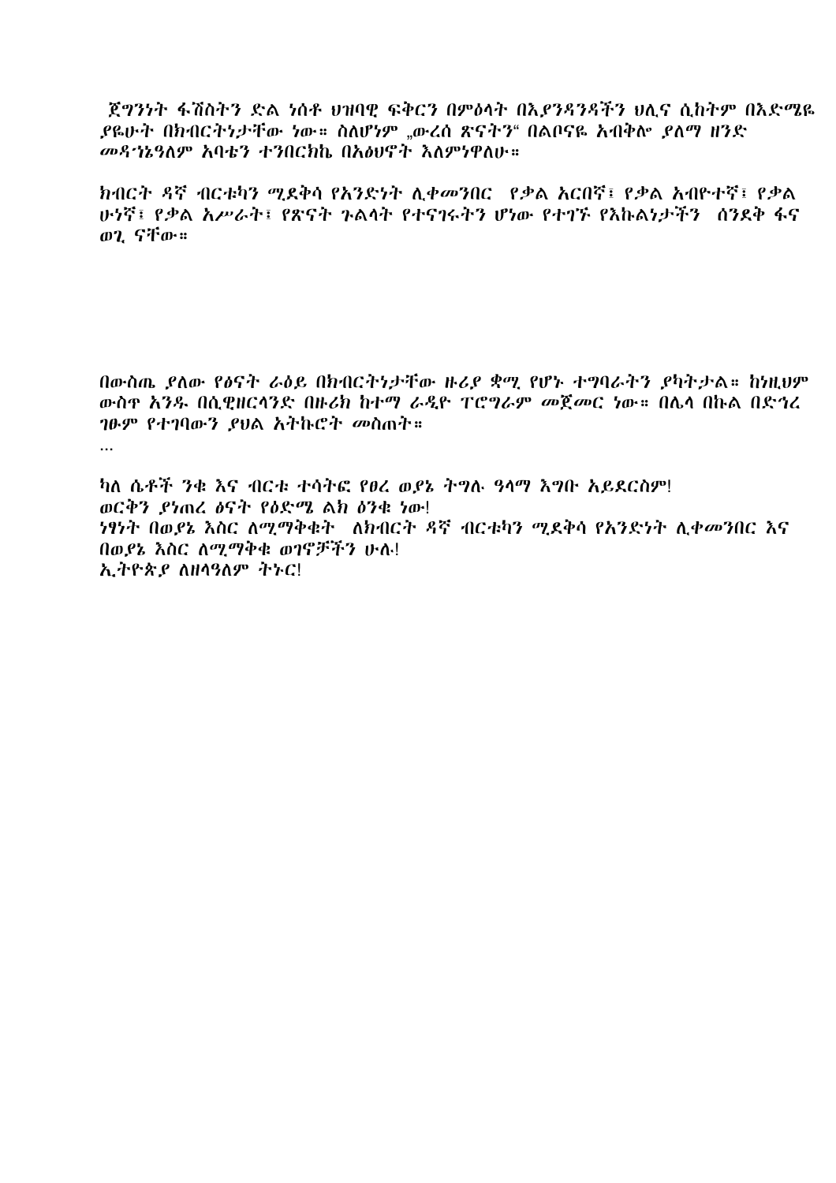ጀግንነት ፋሽስትን ድል ነሰቶ ህዝባዊ ፍቅርን በምዕላት በእያንዳንዳችን ህሊና ሲከትም በእድሜዬ ያዩሁት በክብርትነታቸው ነው። ስለሆነም „ውረሰ ጽናትን" በልቦናዬ አብቅሎ ያለማ ዘንድ መዳኀኔዓለም አባቴን ተንበርክኬ በአፅህኖት እለምነዋለሁ።

ክብርት ዳኛ ብርቱካን ሚደቅሳ የአንድነት ሊቀመንበር  የቃል አርበኛ፣ የቃል አብዮተኛ፣ የቃል ሁነኛ፣ የቃል አሥራት፣ የጽናት ጉልላት የተናገሩትን ሆነው የተገኙ የእኩልነታችን  ሰንደቅ ፋና ወጊ ናቸው።

በውስጤ ያለው የፅናት ራዕይ በክብርትነታቸው ዙሪያ ቋሚ የሆኑ ተግባራትን ያካትታል። ከነዚህም ውስጥ አንዱ በሲዊዘርላንድ በዙሪክ ከተማ ራዲዮ ፕሮግራም መጀመር ነው። በሌላ በኩል በድኅረ ገፁም የተገባውን ያህል አትኩሮት መስጠት።

…

ካለ ሴቶች ንቁ እና ብርቱ ተሳትፎ የፀረ ወያኔ ትግሉ ዓላማ እግቡ አይደርስም!
ወርቅን ያነጠረ ፅናት የዕድሜ ልክ ዕንቁ ነው!
ነፃነት በወያኔ እስር ለሚማቅቁት  ለክብርት ዳኛ ብርቱካን ሚደቅሳ የአንድነት ሊቀመንበር እና በወያኔ እስር ለሚማቅቁ ወገኖቻችን ሁሉ!
ኢትዮጵያ ለዘላዓለም ትኑር!